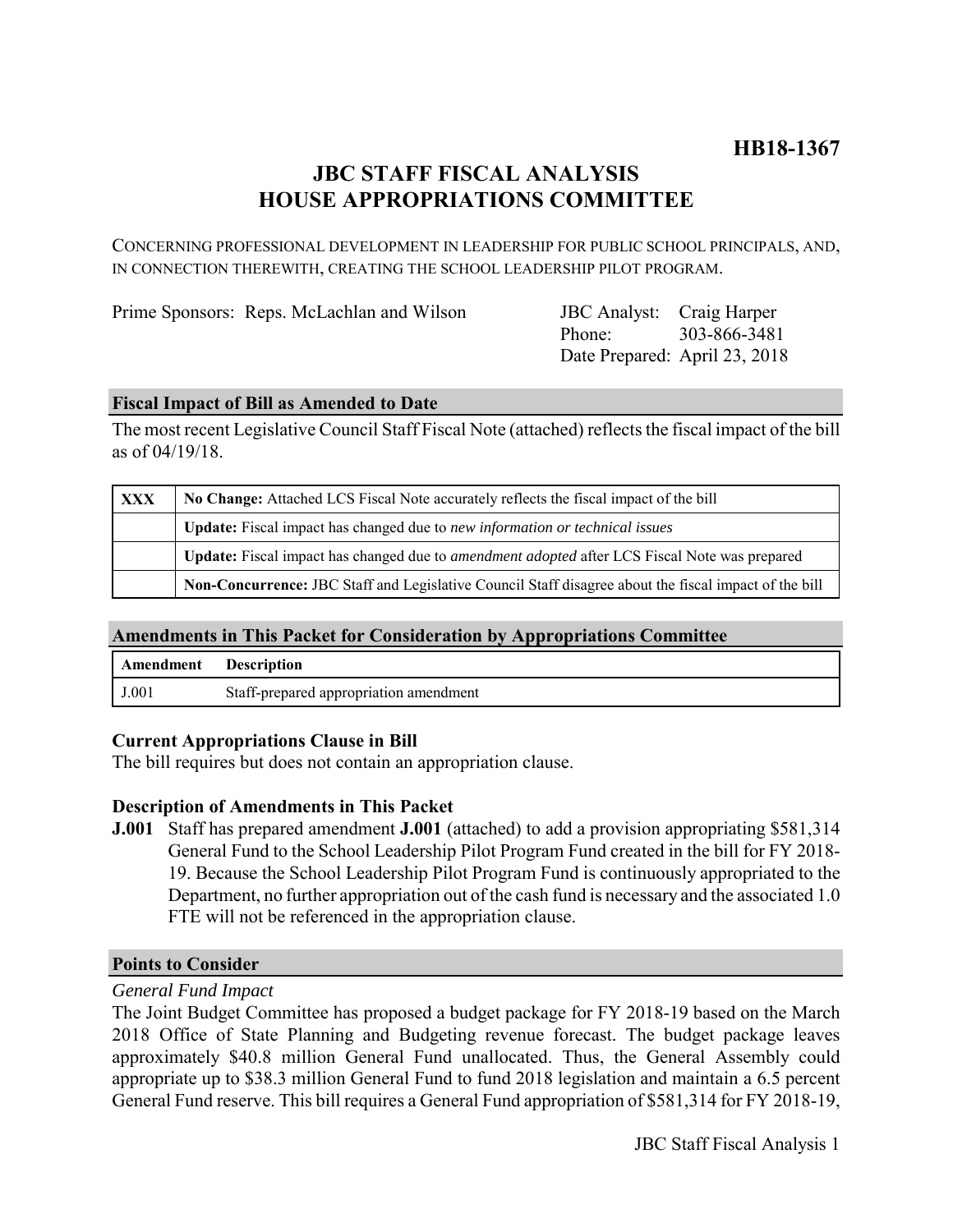**HB18-1367**

# JBC STAFF FISCAL ANALYSIS
# HOUSE APPROPRIATIONS COMMITTEE

CONCERNING PROFESSIONAL DEVELOPMENT IN LEADERSHIP FOR PUBLIC SCHOOL PRINCIPALS, AND, IN CONNECTION THEREWITH, CREATING THE SCHOOL LEADERSHIP PILOT PROGRAM.

Prime Sponsors: Reps. McLachlan and Wilson

JBC Analyst: Craig Harper
Phone: 303-866-3481
Date Prepared: April 23, 2018

## Fiscal Impact of Bill as Amended to Date

The most recent Legislative Council Staff Fiscal Note (attached) reflects the fiscal impact of the bill as of 04/19/18.

| | |
|---|---|
| **XXX** | **No Change:** Attached LCS Fiscal Note accurately reflects the fiscal impact of the bill |
| | **Update:** Fiscal impact has changed due to *new information or technical issues* |
| | **Update:** Fiscal impact has changed due to *amendment adopted* after LCS Fiscal Note was prepared |
| | **Non-Concurrence:** JBC Staff and Legislative Council Staff disagree about the fiscal impact of the bill |

## Amendments in This Packet for Consideration by Appropriations Committee

| Amendment | Description |
|---|---|
| J.001 | Staff-prepared appropriation amendment |

### Current Appropriations Clause in Bill

The bill requires but does not contain an appropriation clause.

### Description of Amendments in This Packet

**J.001** Staff has prepared amendment **J.001** (attached) to add a provision appropriating $581,314 General Fund to the School Leadership Pilot Program Fund created in the bill for FY 2018-19. Because the School Leadership Pilot Program Fund is continuously appropriated to the Department, no further appropriation out of the cash fund is necessary and the associated 1.0 FTE will not be referenced in the appropriation clause.

## Points to Consider

*General Fund Impact*

The Joint Budget Committee has proposed a budget package for FY 2018-19 based on the March 2018 Office of State Planning and Budgeting revenue forecast. The budget package leaves approximately $40.8 million General Fund unallocated. Thus, the General Assembly could appropriate up to $38.3 million General Fund to fund 2018 legislation and maintain a 6.5 percent General Fund reserve. This bill requires a General Fund appropriation of $581,314 for FY 2018-19,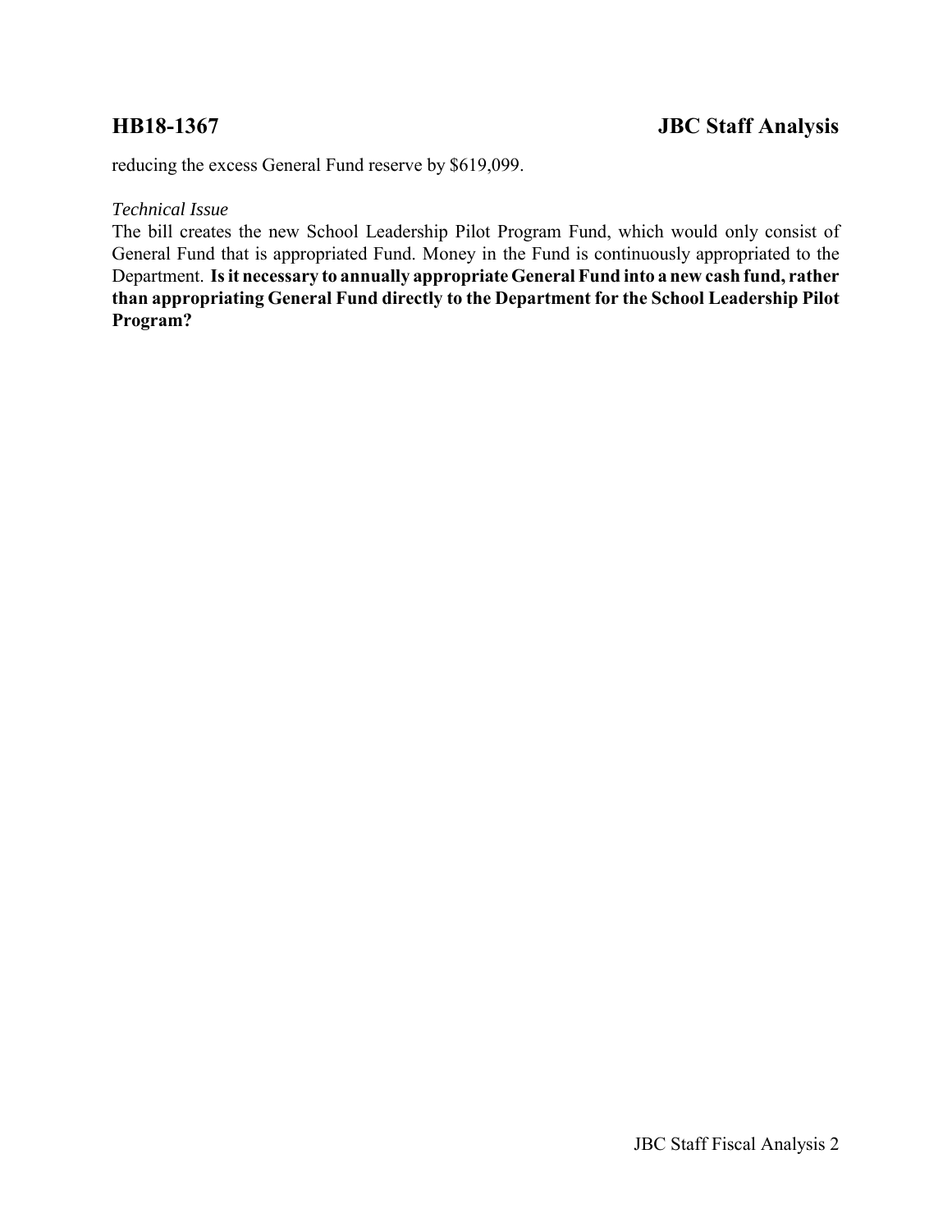reducing the excess General Fund reserve by $619,099.

*Technical Issue*

The bill creates the new School Leadership Pilot Program Fund, which would only consist of General Fund that is appropriated Fund. Money in the Fund is continuously appropriated to the Department. **Is it necessary to annually appropriate General Fund into a new cash fund, rather than appropriating General Fund directly to the Department for the School Leadership Pilot Program?**